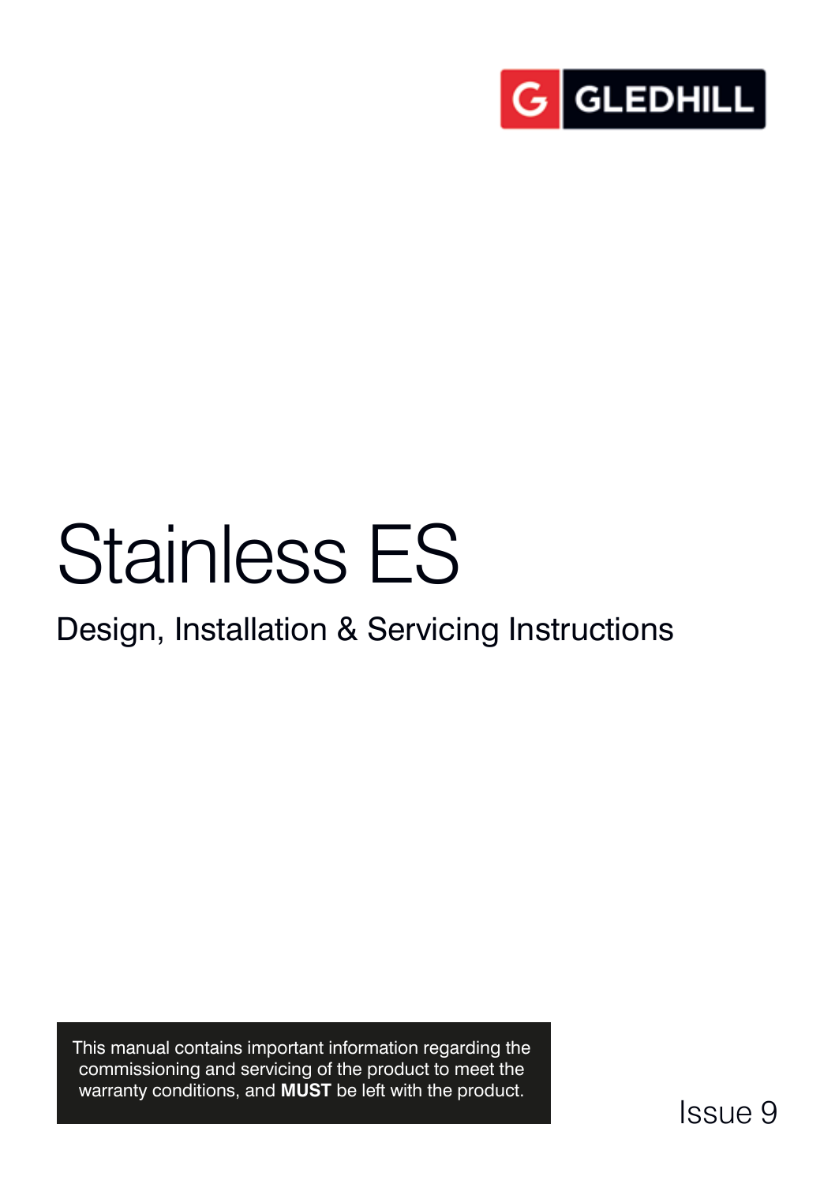GLEDHILL

# Stainless ES

## Design, Installation & Servicing Instructions

This manual contains important information regarding the commissioning and servicing of the product to meet the warranty conditions, and **MUST** be left with the product.

Issue 9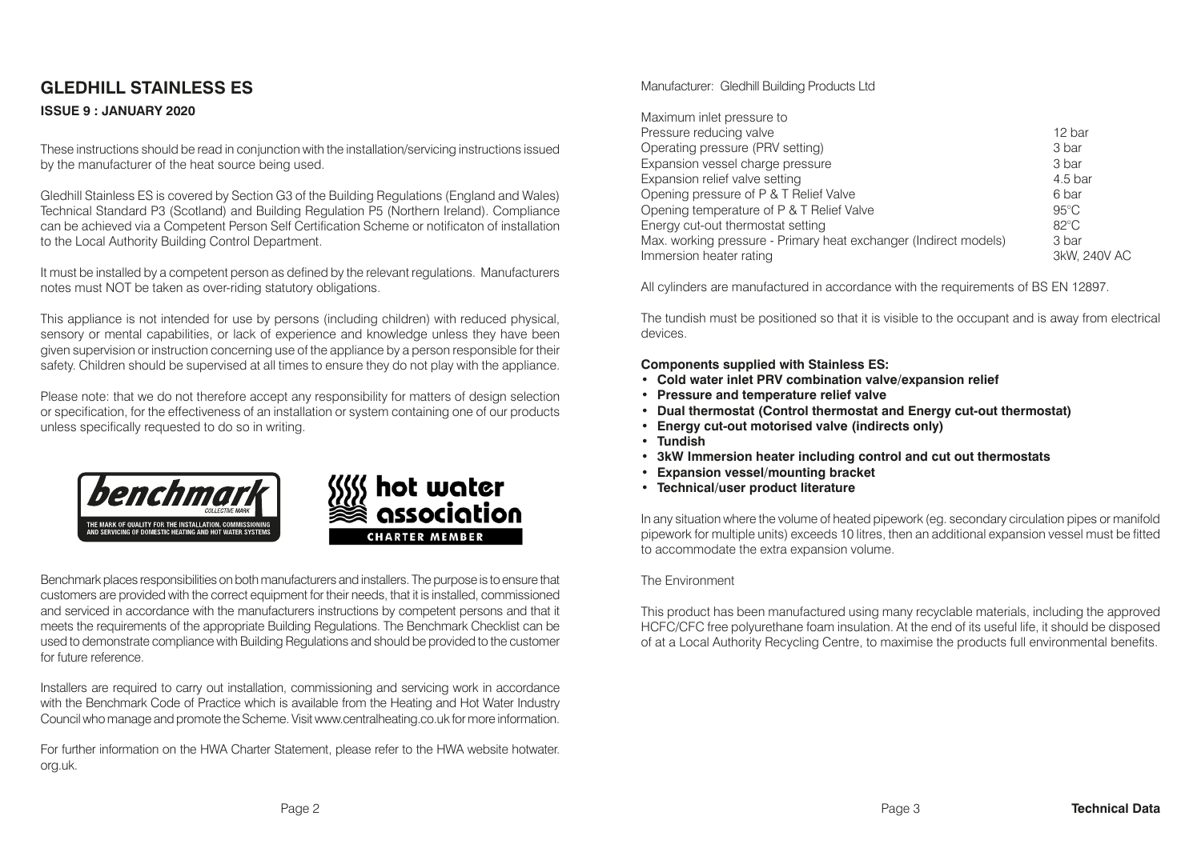# GLEDHILL STAINLESS ES

**ISSUE 9 : JANUARY 2020**

These instructions should be read in conjunction with the installation/servicing instructions issued by the manufacturer of the heat source being used.

Gledhill Stainless ES is covered by Section G3 of the Building Regulations (England and Wales) Technical Standard P3 (Scotland) and Building Regulation P5 (Northern Ireland). Compliance can be achieved via a Competent Person Self Certification Scheme or notificaton of installation to the Local Authority Building Control Department.

It must be installed by a competent person as defined by the relevant regulations. Manufacturers notes must NOT be taken as over-riding statutory obligations.

This appliance is not intended for use by persons (including children) with reduced physical, sensory or mental capabilities, or lack of experience and knowledge unless they have been given supervision or instruction concerning use of the appliance by a person responsible for their safety. Children should be supervised at all times to ensure they do not play with the appliance.

Please note: that we do not therefore accept any responsibility for matters of design selection or specification, for the effectiveness of an installation or system containing one of our products unless specifically requested to do so in writing.

benchmark COLLECTIVE MARK — THE MARK OF QUALITY FOR THE INSTALLATION, COMMISSIONING AND SERVICING OF DOMESTIC HEATING AND HOT WATER SYSTEMS

hot water association CHARTER MEMBER

Benchmark places responsibilities on both manufacturers and installers. The purpose is to ensure that customers are provided with the correct equipment for their needs, that it is installed, commissioned and serviced in accordance with the manufacturers instructions by competent persons and that it meets the requirements of the appropriate Building Regulations. The Benchmark Checklist can be used to demonstrate compliance with Building Regulations and should be provided to the customer for future reference.

Installers are required to carry out installation, commissioning and servicing work in accordance with the Benchmark Code of Practice which is available from the Heating and Hot Water Industry Council who manage and promote the Scheme. Visit www.centralheating.co.uk for more information.

For further information on the HWA Charter Statement, please refer to the HWA website hotwater.org.uk.

## Technical Data

Manufacturer: Gledhill Building Products Ltd

| Parameter | Value |
|---|---|
| Maximum inlet pressure to Pressure reducing valve | 12 bar |
| Operating pressure (PRV setting) | 3 bar |
| Expansion vessel charge pressure | 3 bar |
| Expansion relief valve setting | 4.5 bar |
| Opening pressure of P & T Relief Valve | 6 bar |
| Opening temperature of P & T Relief Valve | 95°C |
| Energy cut-out thermostat setting | 82°C |
| Max. working pressure - Primary heat exchanger (Indirect models) | 3 bar |
| Immersion heater rating | 3kW, 240V AC |

All cylinders are manufactured in accordance with the requirements of BS EN 12897.

The tundish must be positioned so that it is visible to the occupant and is away from electrical devices.

**Components supplied with Stainless ES:**

- **Cold water inlet PRV combination valve/expansion relief**
- **Pressure and temperature relief valve**
- **Dual thermostat (Control thermostat and Energy cut-out thermostat)**
- **Energy cut-out motorised valve (indirects only)**
- **Tundish**
- **3kW Immersion heater including control and cut out thermostats**
- **Expansion vessel/mounting bracket**
- **Technical/user product literature**

In any situation where the volume of heated pipework (eg. secondary circulation pipes or manifold pipework for multiple units) exceeds 10 litres, then an additional expansion vessel must be fitted to accommodate the extra expansion volume.

The Environment

This product has been manufactured using many recyclable materials, including the approved HCFC/CFC free polyurethane foam insulation. At the end of its useful life, it should be disposed of at a Local Authority Recycling Centre, to maximise the products full environmental benefits.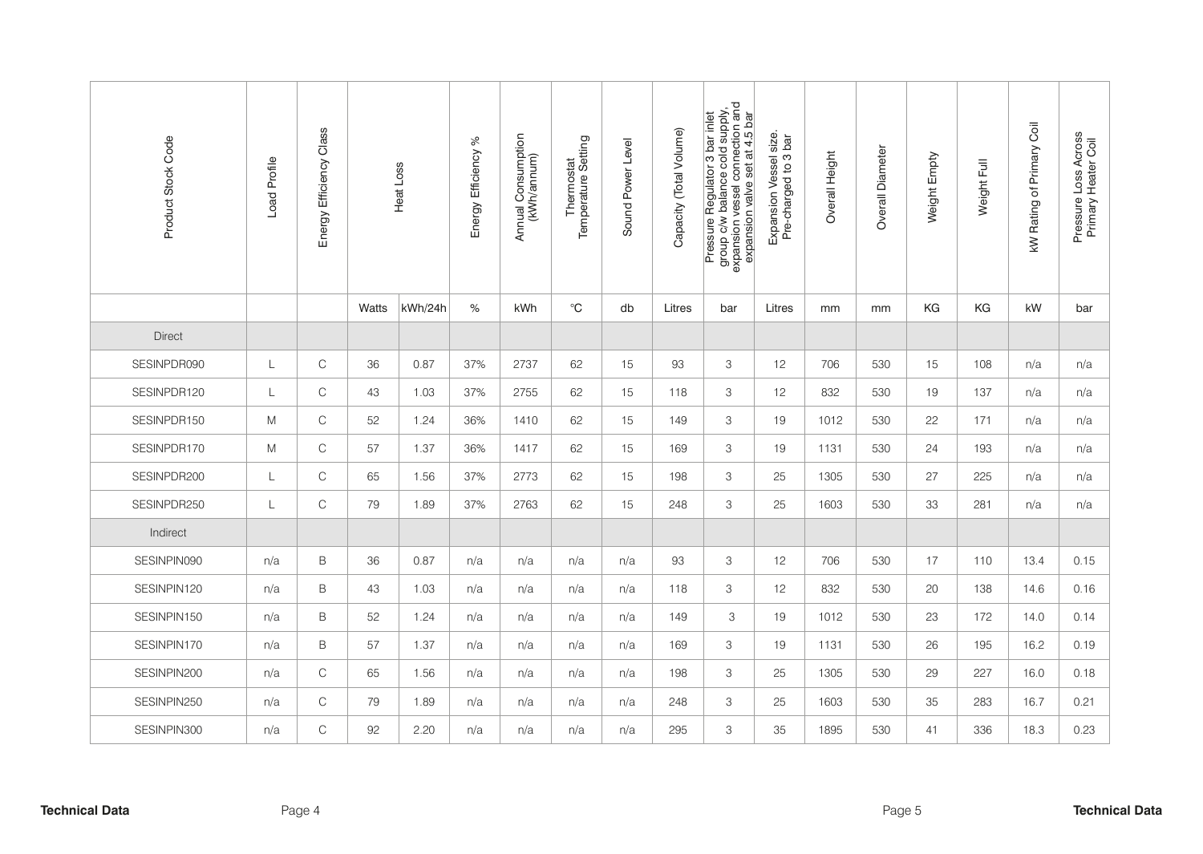| Product Stock Code | Load Profile | Energy Efficiency Class | Heat Loss | | Energy Efficiency % | Annual Consumption (kWh/annum) | Thermostat Temperature Setting | Sound Power Level | Capacity (Total Volume) | Pressure Regulator 3 bar inlet group c/w balance cold supply, expansion vessel connection and expansion valve set at 4.5 bar | Expansion Vessel size. Pre-charged to 3 bar | Overall Height | Overall Diameter | Weight Empty | Weight Full | kW Rating of Primary Coil | Pressure Loss Across Primary Heater Coil |
|---|---|---|---|---|---|---|---|---|---|---|---|---|---|---|---|---|---|
| | | | Watts | kWh/24h | % | kWh | °C | db | Litres | bar | Litres | mm | mm | KG | KG | kW | bar |
| Direct | | | | | | | | | | | | | | | | | |
| SESINPDR090 | L | C | 36 | 0.87 | 37% | 2737 | 62 | 15 | 93 | 3 | 12 | 706 | 530 | 15 | 108 | n/a | n/a |
| SESINPDR120 | L | C | 43 | 1.03 | 37% | 2755 | 62 | 15 | 118 | 3 | 12 | 832 | 530 | 19 | 137 | n/a | n/a |
| SESINPDR150 | M | C | 52 | 1.24 | 36% | 1410 | 62 | 15 | 149 | 3 | 19 | 1012 | 530 | 22 | 171 | n/a | n/a |
| SESINPDR170 | M | C | 57 | 1.37 | 36% | 1417 | 62 | 15 | 169 | 3 | 19 | 1131 | 530 | 24 | 193 | n/a | n/a |
| SESINPDR200 | L | C | 65 | 1.56 | 37% | 2773 | 62 | 15 | 198 | 3 | 25 | 1305 | 530 | 27 | 225 | n/a | n/a |
| SESINPDR250 | L | C | 79 | 1.89 | 37% | 2763 | 62 | 15 | 248 | 3 | 25 | 1603 | 530 | 33 | 281 | n/a | n/a |
| Indirect | | | | | | | | | | | | | | | | | |
| SESINPIN090 | n/a | B | 36 | 0.87 | n/a | n/a | n/a | n/a | 93 | 3 | 12 | 706 | 530 | 17 | 110 | 13.4 | 0.15 |
| SESINPIN120 | n/a | B | 43 | 1.03 | n/a | n/a | n/a | n/a | 118 | 3 | 12 | 832 | 530 | 20 | 138 | 14.6 | 0.16 |
| SESINPIN150 | n/a | B | 52 | 1.24 | n/a | n/a | n/a | n/a | 149 | 3 | 19 | 1012 | 530 | 23 | 172 | 14.0 | 0.14 |
| SESINPIN170 | n/a | B | 57 | 1.37 | n/a | n/a | n/a | n/a | 169 | 3 | 19 | 1131 | 530 | 26 | 195 | 16.2 | 0.19 |
| SESINPIN200 | n/a | C | 65 | 1.56 | n/a | n/a | n/a | n/a | 198 | 3 | 25 | 1305 | 530 | 29 | 227 | 16.0 | 0.18 |
| SESINPIN250 | n/a | C | 79 | 1.89 | n/a | n/a | n/a | n/a | 248 | 3 | 25 | 1603 | 530 | 35 | 283 | 16.7 | 0.21 |
| SESINPIN300 | n/a | C | 92 | 2.20 | n/a | n/a | n/a | n/a | 295 | 3 | 35 | 1895 | 530 | 41 | 336 | 18.3 | 0.23 |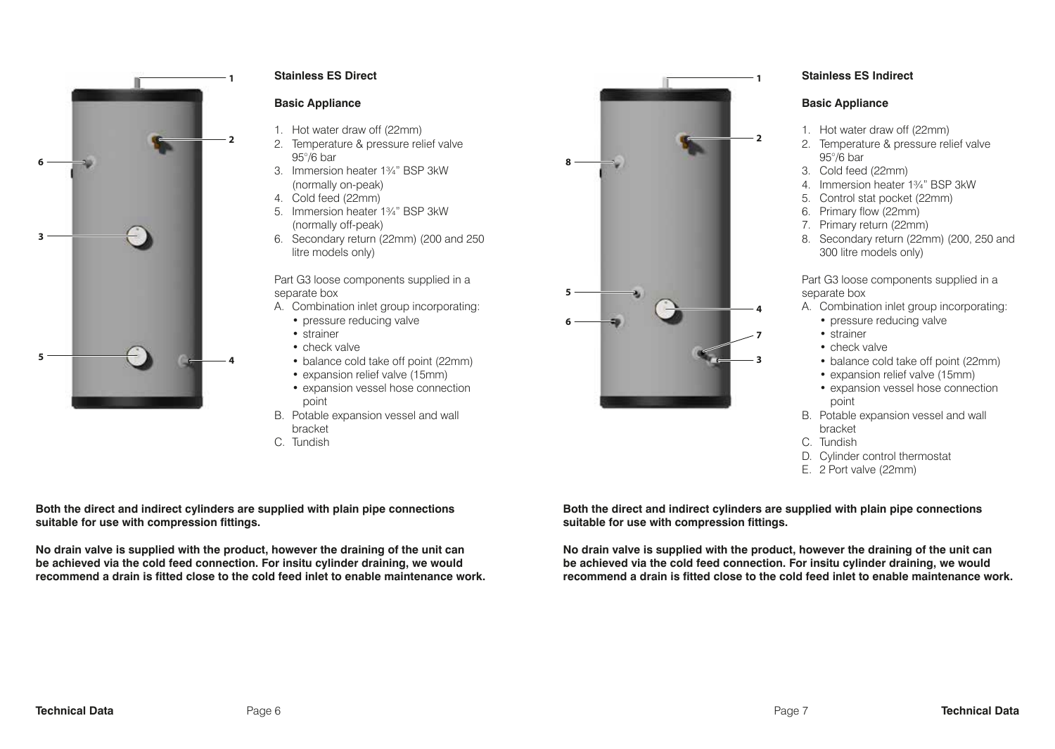## Stainless ES Direct

### Basic Appliance

1. Hot water draw off (22mm)
2. Temperature & pressure relief valve 95°/6 bar
3. Immersion heater 1¾" BSP 3kW (normally on-peak)
4. Cold feed (22mm)
5. Immersion heater 1¾" BSP 3kW (normally off-peak)
6. Secondary return (22mm) (200 and 250 litre models only)

Part G3 loose components supplied in a separate box

A. Combination inlet group incorporating:
   - pressure reducing valve
   - strainer
   - check valve
   - balance cold take off point (22mm)
   - expansion relief valve (15mm)
   - expansion vessel hose connection point

B. Potable expansion vessel and wall bracket

C. Tundish

**Both the direct and indirect cylinders are supplied with plain pipe connections suitable for use with compression fittings.**

**No drain valve is supplied with the product, however the draining of the unit can be achieved via the cold feed connection. For insitu cylinder draining, we would recommend a drain is fitted close to the cold feed inlet to enable maintenance work.**

## Stainless ES Indirect

### Basic Appliance

1. Hot water draw off (22mm)
2. Temperature & pressure relief valve 95°/6 bar
3. Cold feed (22mm)
4. Immersion heater 1¾" BSP 3kW
5. Control stat pocket (22mm)
6. Primary flow (22mm)
7. Primary return (22mm)
8. Secondary return (22mm) (200, 250 and 300 litre models only)

Part G3 loose components supplied in a separate box

A. Combination inlet group incorporating:
   - pressure reducing valve
   - strainer
   - check valve
   - balance cold take off point (22mm)
   - expansion relief valve (15mm)
   - expansion vessel hose connection point

B. Potable expansion vessel and wall bracket

C. Tundish

D. Cylinder control thermostat

E. 2 Port valve (22mm)

**Both the direct and indirect cylinders are supplied with plain pipe connections suitable for use with compression fittings.**

**No drain valve is supplied with the product, however the draining of the unit can be achieved via the cold feed connection. For insitu cylinder draining, we would recommend a drain is fitted close to the cold feed inlet to enable maintenance work.**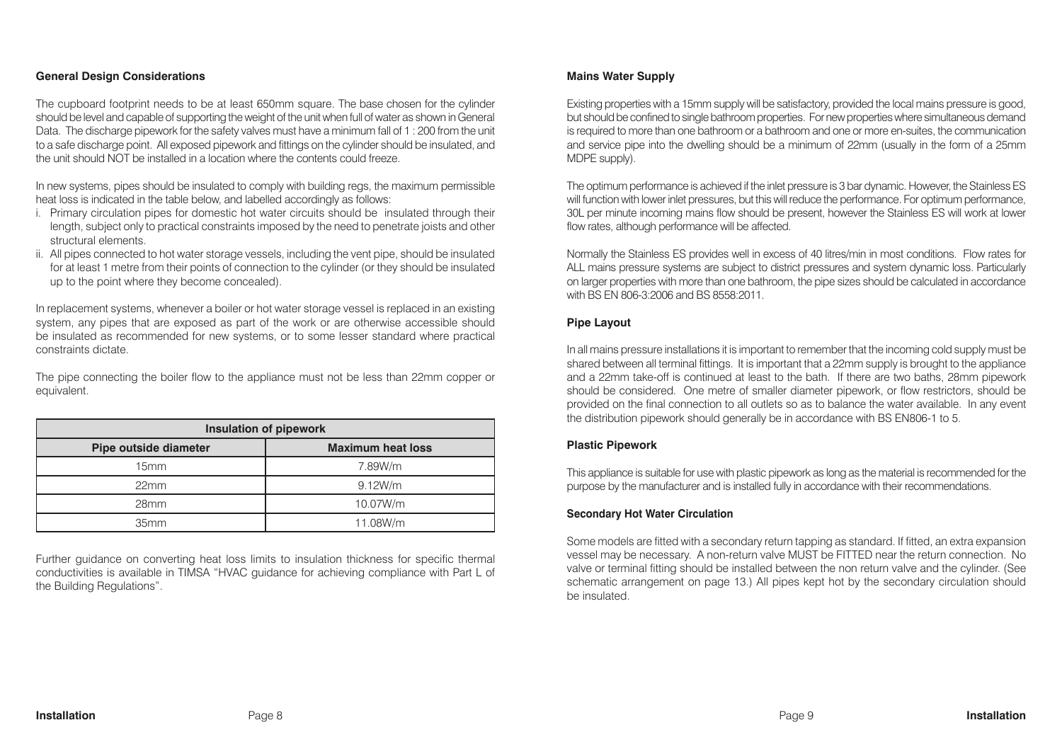### General Design Considerations

The cupboard footprint needs to be at least 650mm square. The base chosen for the cylinder should be level and capable of supporting the weight of the unit when full of water as shown in General Data. The discharge pipework for the safety valves must have a minimum fall of 1 : 200 from the unit to a safe discharge point. All exposed pipework and fittings on the cylinder should be insulated, and the unit should NOT be installed in a location where the contents could freeze.

In new systems, pipes should be insulated to comply with building regs, the maximum permissible heat loss is indicated in the table below, and labelled accordingly as follows:

i. Primary circulation pipes for domestic hot water circuits should be insulated through their length, subject only to practical constraints imposed by the need to penetrate joists and other structural elements.
ii. All pipes connected to hot water storage vessels, including the vent pipe, should be insulated for at least 1 metre from their points of connection to the cylinder (or they should be insulated up to the point where they become concealed).

In replacement systems, whenever a boiler or hot water storage vessel is replaced in an existing system, any pipes that are exposed as part of the work or are otherwise accessible should be insulated as recommended for new systems, or to some lesser standard where practical constraints dictate.

The pipe connecting the boiler flow to the appliance must not be less than 22mm copper or equivalent.

| Insulation of pipework | |
|---|---|
| **Pipe outside diameter** | **Maximum heat loss** |
| 15mm | 7.89W/m |
| 22mm | 9.12W/m |
| 28mm | 10.07W/m |
| 35mm | 11.08W/m |

Further guidance on converting heat loss limits to insulation thickness for specific thermal conductivities is available in TIMSA "HVAC guidance for achieving compliance with Part L of the Building Regulations".

### Mains Water Supply

Existing properties with a 15mm supply will be satisfactory, provided the local mains pressure is good, but should be confined to single bathroom properties. For new properties where simultaneous demand is required to more than one bathroom or a bathroom and one or more en-suites, the communication and service pipe into the dwelling should be a minimum of 22mm (usually in the form of a 25mm MDPE supply).

The optimum performance is achieved if the inlet pressure is 3 bar dynamic. However, the Stainless ES will function with lower inlet pressures, but this will reduce the performance. For optimum performance, 30L per minute incoming mains flow should be present, however the Stainless ES will work at lower flow rates, although performance will be affected.

Normally the Stainless ES provides well in excess of 40 litres/min in most conditions. Flow rates for ALL mains pressure systems are subject to district pressures and system dynamic loss. Particularly on larger properties with more than one bathroom, the pipe sizes should be calculated in accordance with BS EN 806-3:2006 and BS 8558:2011.

### Pipe Layout

In all mains pressure installations it is important to remember that the incoming cold supply must be shared between all terminal fittings. It is important that a 22mm supply is brought to the appliance and a 22mm take-off is continued at least to the bath. If there are two baths, 28mm pipework should be considered. One metre of smaller diameter pipework, or flow restrictors, should be provided on the final connection to all outlets so as to balance the water available. In any event the distribution pipework should generally be in accordance with BS EN806-1 to 5.

### Plastic Pipework

This appliance is suitable for use with plastic pipework as long as the material is recommended for the purpose by the manufacturer and is installed fully in accordance with their recommendations.

### Secondary Hot Water Circulation

Some models are fitted with a secondary return tapping as standard. If fitted, an extra expansion vessel may be necessary. A non-return valve MUST be FITTED near the return connection. No valve or terminal fitting should be installed between the non return valve and the cylinder. (See schematic arrangement on page 13.) All pipes kept hot by the secondary circulation should be insulated.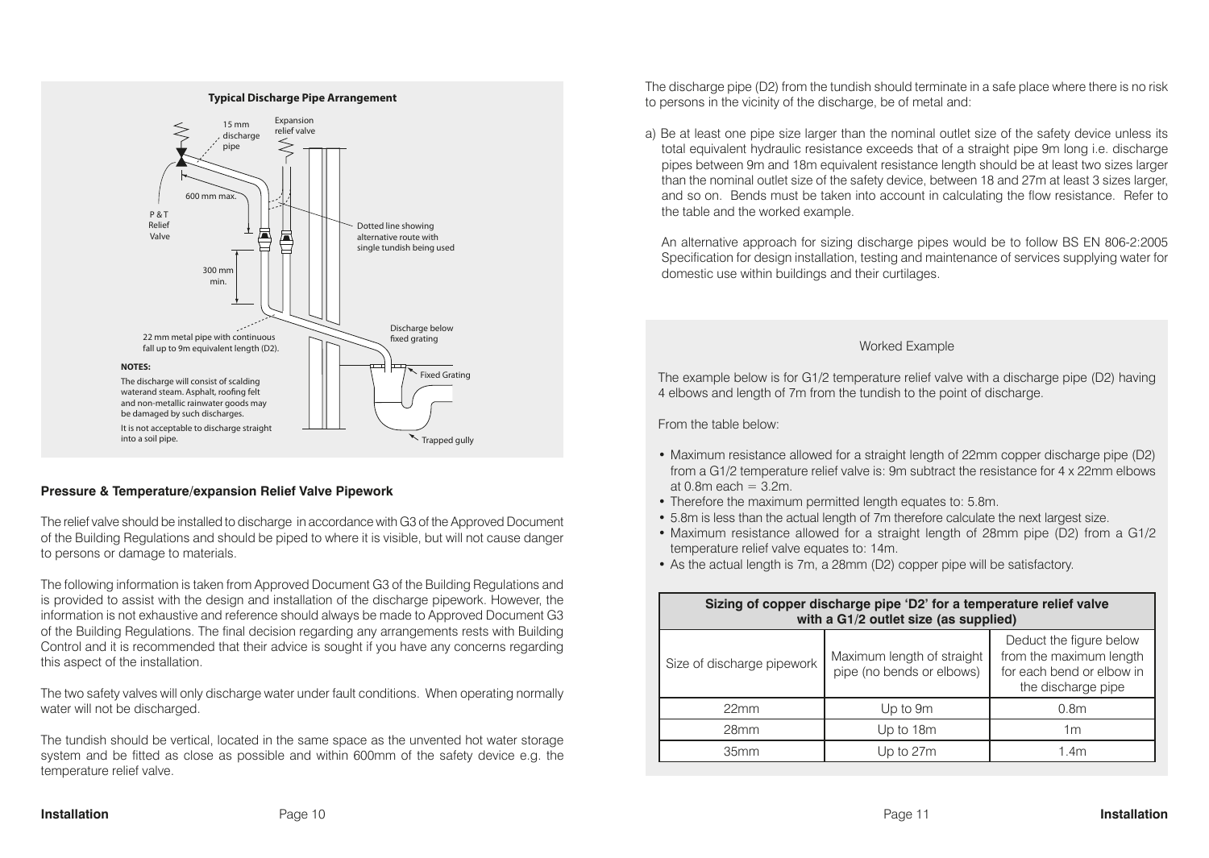**Typical Discharge Pipe Arrangement**

15 mm discharge pipe

Expansion relief valve

P & T Relief Valve

600 mm max.

300 mm min.

Dotted line showing alternative route with single tundish being used

22 mm metal pipe with continuous fall up to 9m equivalent length (D2).

Discharge below fixed grating

Fixed Grating

Trapped gully

**NOTES:**

The discharge will consist of scalding waterand steam. Asphalt, roofing felt and non-metallic rainwater goods may be damaged by such discharges.

It is not acceptable to discharge straight into a soil pipe.

### Pressure & Temperature/expansion Relief Valve Pipework

The relief valve should be installed to discharge in accordance with G3 of the Approved Document of the Building Regulations and should be piped to where it is visible, but will not cause danger to persons or damage to materials.

The following information is taken from Approved Document G3 of the Building Regulations and is provided to assist with the design and installation of the discharge pipework. However, the information is not exhaustive and reference should always be made to Approved Document G3 of the Building Regulations. The final decision regarding any arrangements rests with Building Control and it is recommended that their advice is sought if you have any concerns regarding this aspect of the installation.

The two safety valves will only discharge water under fault conditions. When operating normally water will not be discharged.

The tundish should be vertical, located in the same space as the unvented hot water storage system and be fitted as close as possible and within 600mm of the safety device e.g. the temperature relief valve.

The discharge pipe (D2) from the tundish should terminate in a safe place where there is no risk to persons in the vicinity of the discharge, be of metal and:

a) Be at least one pipe size larger than the nominal outlet size of the safety device unless its total equivalent hydraulic resistance exceeds that of a straight pipe 9m long i.e. discharge pipes between 9m and 18m equivalent resistance length should be at least two sizes larger than the nominal outlet size of the safety device, between 18 and 27m at least 3 sizes larger, and so on. Bends must be taken into account in calculating the flow resistance. Refer to the table and the worked example.

   An alternative approach for sizing discharge pipes would be to follow BS EN 806-2:2005 Specification for design installation, testing and maintenance of services supplying water for domestic use within buildings and their curtilages.

#### Worked Example

The example below is for G1/2 temperature relief valve with a discharge pipe (D2) having 4 elbows and length of 7m from the tundish to the point of discharge.

From the table below:

- Maximum resistance allowed for a straight length of 22mm copper discharge pipe (D2) from a G1/2 temperature relief valve is: 9m subtract the resistance for 4 x 22mm elbows at 0.8m each = 3.2m.
- Therefore the maximum permitted length equates to: 5.8m.
- 5.8m is less than the actual length of 7m therefore calculate the next largest size.
- Maximum resistance allowed for a straight length of 28mm pipe (D2) from a G1/2 temperature relief valve equates to: 14m.
- As the actual length is 7m, a 28mm (D2) copper pipe will be satisfactory.

**Sizing of copper discharge pipe 'D2' for a temperature relief valve with a G1/2 outlet size (as supplied)**

| Size of discharge pipework | Maximum length of straight pipe (no bends or elbows) | Deduct the figure below from the maximum length for each bend or elbow in the discharge pipe |
|---|---|---|
| 22mm | Up to 9m | 0.8m |
| 28mm | Up to 18m | 1m |
| 35mm | Up to 27m | 1.4m |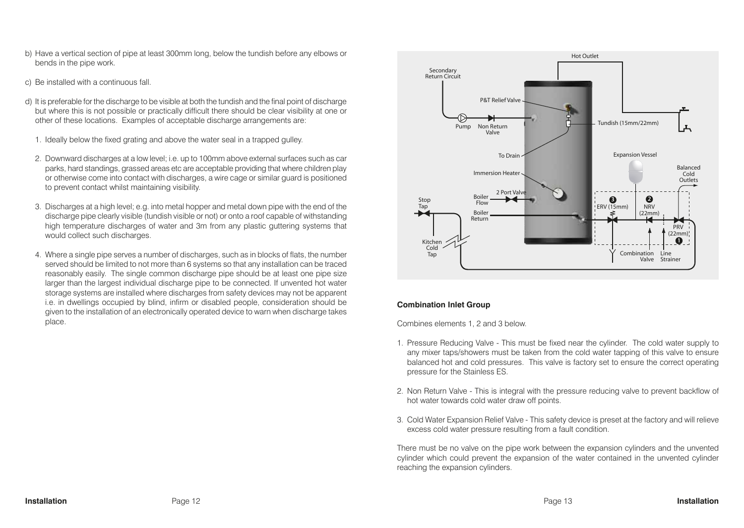b) Have a vertical section of pipe at least 300mm long, below the tundish before any elbows or bends in the pipe work.

c) Be installed with a continuous fall.

d) It is preferable for the discharge to be visible at both the tundish and the final point of discharge but where this is not possible or practically difficult there should be clear visibility at one or other of these locations. Examples of acceptable discharge arrangements are:

1. Ideally below the fixed grating and above the water seal in a trapped gulley.
2. Downward discharges at a low level; i.e. up to 100mm above external surfaces such as car parks, hard standings, grassed areas etc are acceptable providing that where children play or otherwise come into contact with discharges, a wire cage or similar guard is positioned to prevent contact whilst maintaining visibility.
3. Discharges at a high level; e.g. into metal hopper and metal down pipe with the end of the discharge pipe clearly visible (tundish visible or not) or onto a roof capable of withstanding high temperature discharges of water and 3m from any plastic guttering systems that would collect such discharges.
4. Where a single pipe serves a number of discharges, such as in blocks of flats, the number served should be limited to not more than 6 systems so that any installation can be traced reasonably easily. The single common discharge pipe should be at least one pipe size larger than the largest individual discharge pipe to be connected. If unvented hot water storage systems are installed where discharges from safety devices may not be apparent i.e. in dwellings occupied by blind, infirm or disabled people, consideration should be given to the installation of an electronically operated device to warn when discharge takes place.

### Combination Inlet Group

Combines elements 1, 2 and 3 below.

1. Pressure Reducing Valve - This must be fixed near the cylinder. The cold water supply to any mixer taps/showers must be taken from the cold water tapping of this valve to ensure balanced hot and cold pressures. This valve is factory set to ensure the correct operating pressure for the Stainless ES.
2. Non Return Valve - This is integral with the pressure reducing valve to prevent backflow of hot water towards cold water draw off points.
3. Cold Water Expansion Relief Valve - This safety device is preset at the factory and will relieve excess cold water pressure resulting from a fault condition.

There must be no valve on the pipe work between the expansion cylinders and the unvented cylinder which could prevent the expansion of the water contained in the unvented cylinder reaching the expansion cylinders.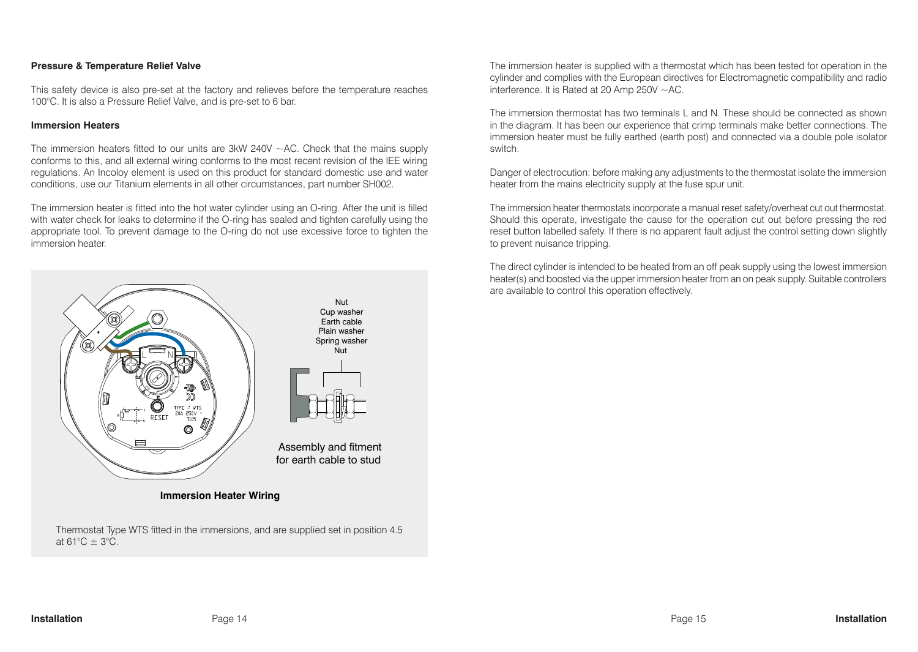**Pressure & Temperature Relief Valve**

This safety device is also pre-set at the factory and relieves before the temperature reaches 100°C. It is also a Pressure Relief Valve, and is pre-set to 6 bar.

**Immersion Heaters**

The immersion heaters fitted to our units are 3kW 240V ~AC. Check that the mains supply conforms to this, and all external wiring conforms to the most recent revision of the IEE wiring regulations. An Incoloy element is used on this product for standard domestic use and water conditions, use our Titanium elements in all other circumstances, part number SH002.

The immersion heater is fitted into the hot water cylinder using an O-ring. After the unit is filled with water check for leaks to determine if the O-ring has sealed and tighten carefully using the appropriate tool. To prevent damage to the O-ring do not use excessive force to tighten the immersion heater.

Nut
Cup washer
Earth cable
Plain washer
Spring washer
Nut

Assembly and fitment for earth cable to stud

**Immersion Heater Wiring**

Thermostat Type WTS fitted in the immersions, and are supplied set in position 4.5 at 61°C ± 3°C.

The immersion heater is supplied with a thermostat which has been tested for operation in the cylinder and complies with the European directives for Electromagnetic compatibility and radio interference. It is Rated at 20 Amp 250V ~AC.

The immersion thermostat has two terminals L and N. These should be connected as shown in the diagram. It has been our experience that crimp terminals make better connections. The immersion heater must be fully earthed (earth post) and connected via a double pole isolator switch.

Danger of electrocution: before making any adjustments to the thermostat isolate the immersion heater from the mains electricity supply at the fuse spur unit.

The immersion heater thermostats incorporate a manual reset safety/overheat cut out thermostat. Should this operate, investigate the cause for the operation cut out before pressing the red reset button labelled safety. If there is no apparent fault adjust the control setting down slightly to prevent nuisance tripping.

The direct cylinder is intended to be heated from an off peak supply using the lowest immersion heater(s) and boosted via the upper immersion heater from an on peak supply. Suitable controllers are available to control this operation effectively.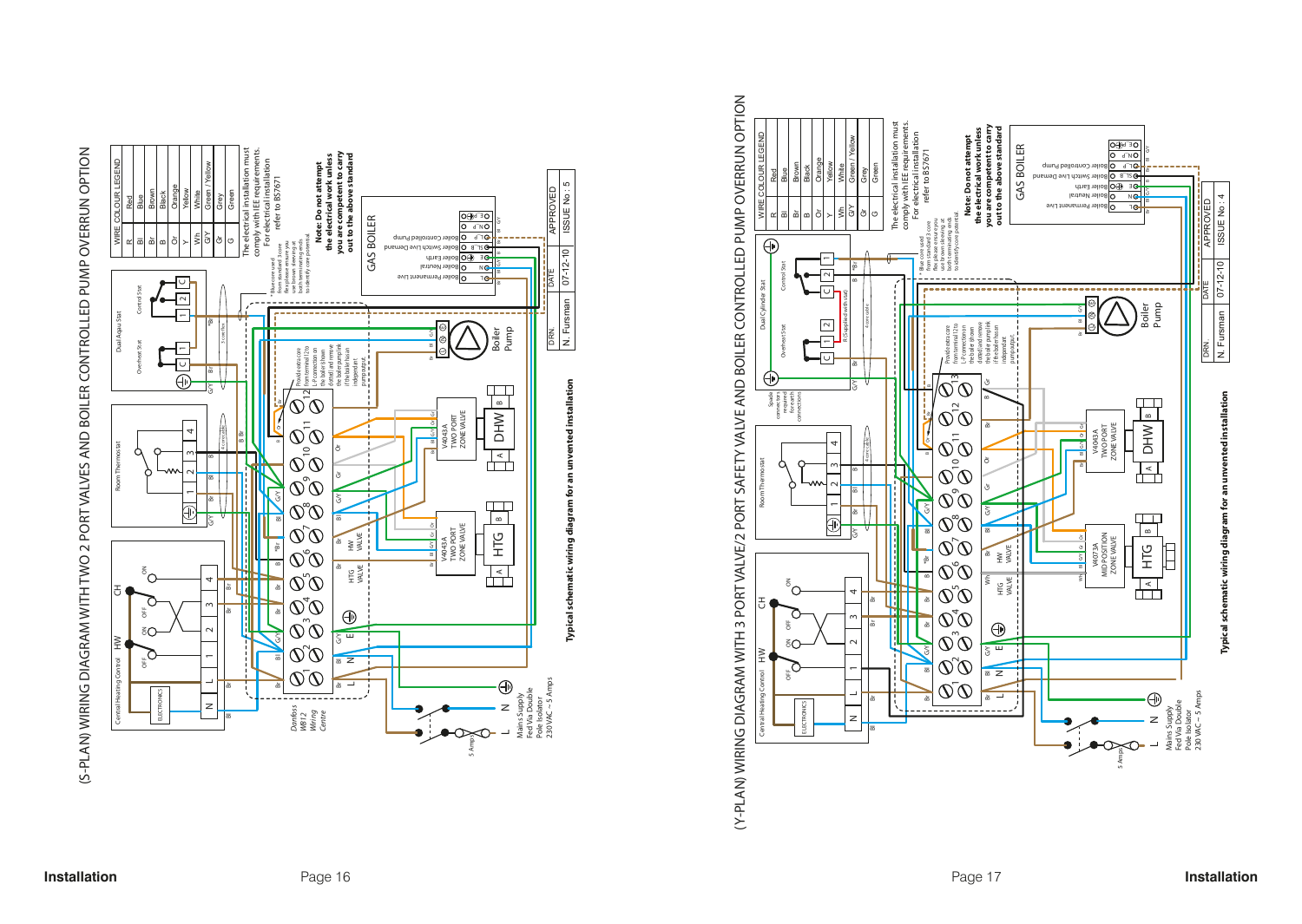## (S-PLAN) WIRING DIAGRAM WITH TWO 2 PORT VALVES AND BOILER CONTROLLED PUMP OVERRUN OPTION

| WIRE COLOUR LEGEND | |
|---|---|
| R | Red |
| Bl | Blue |
| Br | Brown |
| B | Black |
| Or | Orange |
| Y | Yellow |
| Wh | White |
| G/Y | Green / Yellow |
| Gr | Grey |
| G | Green |

The electrical installation must comply with IEE requirements. For electrical installation refer to BS7671

**Note: Do not attempt the electrical work unless you are competent to carry out to the above standard**

Central Heating Control — HW — CH — ELECTRONICS — OFF ON OFF ON

Room Thermostat

Dual Aqua Stat — Overheat Stat — Control Stat

GAS BOILER — Boiler Permanent Live — Boiler Neutral — Boiler Earth — Boiler Switch Live Demand — Boiler Controlled Pump

V4043A TWO PORT ZONE VALVE — HTG

V4043A TWO PORT ZONE VALVE — DHW

Boiler Pump

Danfoss WB12 Wiring Centre

* Blue core used from standard 3 core flex please ensure you use brown sleeving at both terminating ends to identify core potential.

Provide extra core from terminal 12 to L-connection on the boiler (shown dotted) and remove the boiler pump link if the boiler has an independent pump output.

Mains Supply Fed Via Double Pole Isolator 230 VAC ~ 5 Amps

5 Amps

**Typical schematic wiring diagram for an unvented installation**

| DRN. | DATE | APPROVED |
|---|---|---|
| N. Fursman | 07-12-10 | ISSUE No : 5 |

## (Y-PLAN) WIRING DIAGRAM WITH 3 PORT SAFETY VALVE/2 PORT SAFETY VALVE AND BOILER CONTROLLED PUMP OVERRUN OPTION

| WIRE COLOUR LEGEND | |
|---|---|
| R | Red |
| Bl | Blue |
| Br | Brown |
| B | Black |
| Or | Orange |
| Y | Yellow |
| Wh | White |
| G/Y | Green / Yellow |
| Gr | Grey |
| G | Green |

The electrical installation must comply with IEE requirements. For electrical installation refer to BS7671

**Note: Do not attempt the electrical work unless you are competent to carry out to the above standard**

Central Heating Control — HW — CH — ELECTRONICS — OFF ON OFF ON

Room Thermostat

Dual Cylinder Stat — Overheat Stat — Control Stat

Spade connectors required for earth connections

GAS BOILER — Boiler Permanent Live — Boiler Neutral — Boiler Earth — Boiler Switch Live Demand — Boiler Controlled Pump

V4073A MID POSITION ZONE VALVE — HTG

V4043A TWO PORT ZONE VALVE — DHW

Boiler Pump

* Blue core used from standard 3 core flex please ensure you use brown sleeving at both terminating ends to identify core potential.

Provide extra core from terminal 12 to L-connection on the boiler (shown dotted) and remove the boiler pump link if the boiler has an independent pump output.

Mains Supply Fed Via Double Pole Isolator 230 VAC ~ 5 Amps

5 Amps

**Typical schematic wiring diagram for an unvented installation**

| DRN. | DATE | APPROVED |
|---|---|---|
| N. Fursman | 07-12-10 | ISSUE No : 4 |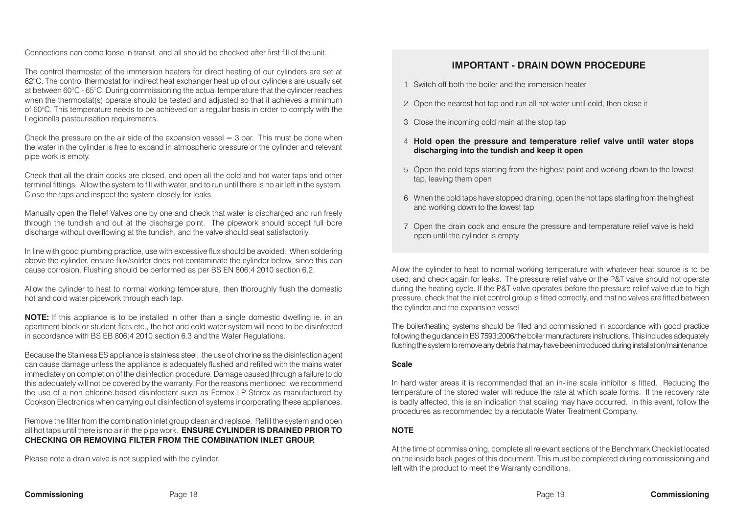Connections can come loose in transit, and all should be checked after first fill of the unit.

The control thermostat of the immersion heaters for direct heating of our cylinders are set at 62°C. The control thermostat for indirect heat exchanger heat up of our cylinders are usually set at between 60°C - 65°C. During commissioning the actual temperature that the cylinder reaches when the thermostat(s) operate should be tested and adjusted so that it achieves a minimum of 60°C. This temperature needs to be achieved on a regular basis in order to comply with the Legionella pasteurisation requirements.

Check the pressure on the air side of the expansion vessel = 3 bar. This must be done when the water in the cylinder is free to expand in atmospheric pressure or the cylinder and relevant pipe work is empty.

Check that all the drain cocks are closed, and open all the cold and hot water taps and other terminal fittings. Allow the system to fill with water, and to run until there is no air left in the system. Close the taps and inspect the system closely for leaks.

Manually open the Relief Valves one by one and check that water is discharged and run freely through the tundish and out at the discharge point. The pipework should accept full bore discharge without overflowing at the tundish, and the valve should seat satisfactorily.

In line with good plumbing practice, use with excessive flux should be avoided. When soldering above the cylinder, ensure flux/solder does not contaminate the cylinder below, since this can cause corrosion. Flushing should be performed as per BS EN 806:4 2010 section 6.2.

Allow the cylinder to heat to normal working temperature, then thoroughly flush the domestic hot and cold water pipework through each tap.

**NOTE:** If this appliance is to be installed in other than a single domestic dwelling ie. in an apartment block or student flats etc., the hot and cold water system will need to be disinfected in accordance with BS EB 806:4 2010 section 6.3 and the Water Regulations.

Because the Stainless ES appliance is stainless steel, the use of chlorine as the disinfection agent can cause damage unless the appliance is adequately flushed and refilled with the mains water immediately on completion of the disinfection procedure. Damage caused through a failure to do this adequately will not be covered by the warranty. For the reasons mentioned, we recommend the use of a non chlorine based disinfectant such as Fernox LP Sterox as manufactured by Cookson Electronics when carrying out disinfection of systems incorporating these appliances.

Remove the filter from the combination inlet group clean and replace. Refill the system and open all hot taps until there is no air in the pipe work. **ENSURE CYLINDER IS DRAINED PRIOR TO CHECKING OR REMOVING FILTER FROM THE COMBINATION INLET GROUP.**

Please note a drain valve is not supplied with the cylinder.

## IMPORTANT - DRAIN DOWN PROCEDURE

1. Switch off both the boiler and the immersion heater
2. Open the nearest hot tap and run all hot water until cold, then close it
3. Close the incoming cold main at the stop tap
4. **Hold open the pressure and temperature relief valve until water stops discharging into the tundish and keep it open**
5. Open the cold taps starting from the highest point and working down to the lowest tap, leaving them open
6. When the cold taps have stopped draining, open the hot taps starting from the highest and working down to the lowest tap
7. Open the drain cock and ensure the pressure and temperature relief valve is held open until the cylinder is empty

Allow the cylinder to heat to normal working temperature with whatever heat source is to be used, and check again for leaks. The pressure relief valve or the P&T valve should not operate during the heating cycle. If the P&T valve operates before the pressure relief valve due to high pressure, check that the inlet control group is fitted correctly, and that no valves are fitted between the cylinder and the expansion vessel

The boiler/heating systems should be filled and commissioned in accordance with good practice following the guidance in BS 7593:2006/the boiler manufacturers instructions. This includes adequately flushing the system to remove any debris that may have been introduced during installation/maintenance.

### Scale

In hard water areas it is recommended that an in-line scale inhibitor is fitted. Reducing the temperature of the stored water will reduce the rate at which scale forms. If the recovery rate is badly affected, this is an indication that scaling may have occurred. In this event, follow the procedures as recommended by a reputable Water Treatment Company.

### NOTE

At the time of commissioning, complete all relevant sections of the Benchmark Checklist located on the inside back pages of this document. This must be completed during commissioning and left with the product to meet the Warranty conditions.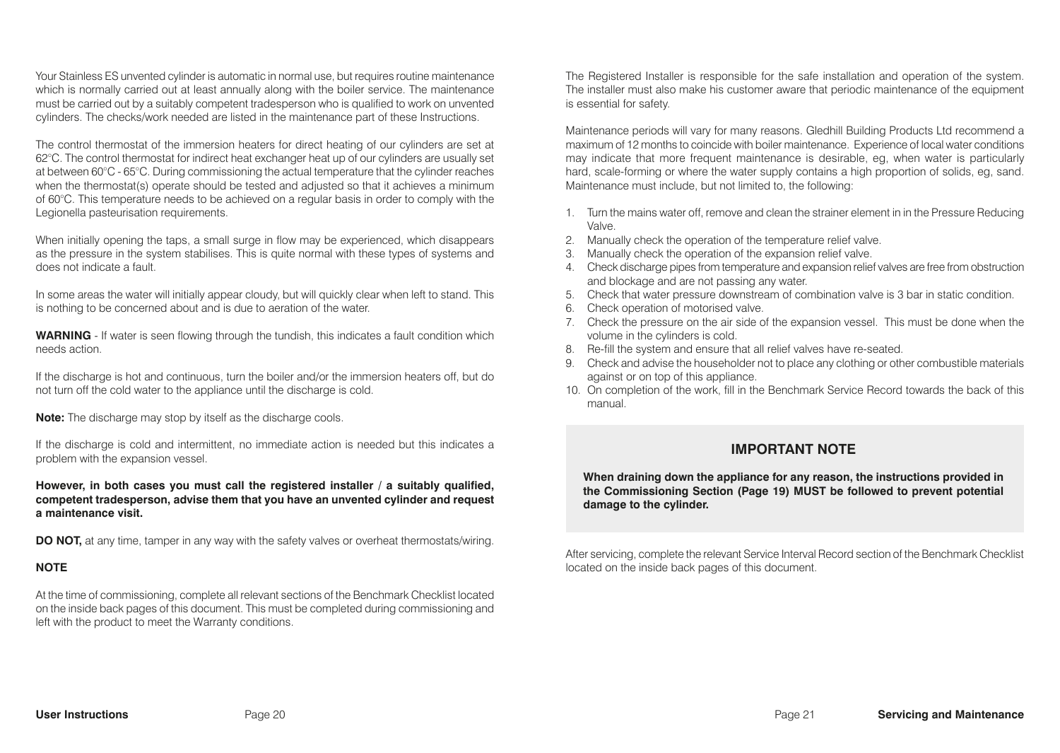Your Stainless ES unvented cylinder is automatic in normal use, but requires routine maintenance which is normally carried out at least annually along with the boiler service. The maintenance must be carried out by a suitably competent tradesperson who is qualified to work on unvented cylinders. The checks/work needed are listed in the maintenance part of these Instructions.

The control thermostat of the immersion heaters for direct heating of our cylinders are set at 62°C. The control thermostat for indirect heat exchanger heat up of our cylinders are usually set at between 60°C - 65°C. During commissioning the actual temperature that the cylinder reaches when the thermostat(s) operate should be tested and adjusted so that it achieves a minimum of 60°C. This temperature needs to be achieved on a regular basis in order to comply with the Legionella pasteurisation requirements.

When initially opening the taps, a small surge in flow may be experienced, which disappears as the pressure in the system stabilises. This is quite normal with these types of systems and does not indicate a fault.

In some areas the water will initially appear cloudy, but will quickly clear when left to stand. This is nothing to be concerned about and is due to aeration of the water.

**WARNING** - If water is seen flowing through the tundish, this indicates a fault condition which needs action.

If the discharge is hot and continuous, turn the boiler and/or the immersion heaters off, but do not turn off the cold water to the appliance until the discharge is cold.

**Note:** The discharge may stop by itself as the discharge cools.

If the discharge is cold and intermittent, no immediate action is needed but this indicates a problem with the expansion vessel.

**However, in both cases you must call the registered installer / a suitably qualified, competent tradesperson, advise them that you have an unvented cylinder and request a maintenance visit.**

**DO NOT,** at any time, tamper in any way with the safety valves or overheat thermostats/wiring.

**NOTE**

At the time of commissioning, complete all relevant sections of the Benchmark Checklist located on the inside back pages of this document. This must be completed during commissioning and left with the product to meet the Warranty conditions.

The Registered Installer is responsible for the safe installation and operation of the system. The installer must also make his customer aware that periodic maintenance of the equipment is essential for safety.

Maintenance periods will vary for many reasons. Gledhill Building Products Ltd recommend a maximum of 12 months to coincide with boiler maintenance. Experience of local water conditions may indicate that more frequent maintenance is desirable, eg, when water is particularly hard, scale-forming or where the water supply contains a high proportion of solids, eg, sand. Maintenance must include, but not limited to, the following:

1. Turn the mains water off, remove and clean the strainer element in in the Pressure Reducing Valve.
2. Manually check the operation of the temperature relief valve.
3. Manually check the operation of the expansion relief valve.
4. Check discharge pipes from temperature and expansion relief valves are free from obstruction and blockage and are not passing any water.
5. Check that water pressure downstream of combination valve is 3 bar in static condition.
6. Check operation of motorised valve.
7. Check the pressure on the air side of the expansion vessel. This must be done when the volume in the cylinders is cold.
8. Re-fill the system and ensure that all relief valves have re-seated.
9. Check and advise the householder not to place any clothing or other combustible materials against or on top of this appliance.
10. On completion of the work, fill in the Benchmark Service Record towards the back of this manual.

## IMPORTANT NOTE

**When draining down the appliance for any reason, the instructions provided in the Commissioning Section (Page 19) MUST be followed to prevent potential damage to the cylinder.**

After servicing, complete the relevant Service Interval Record section of the Benchmark Checklist located on the inside back pages of this document.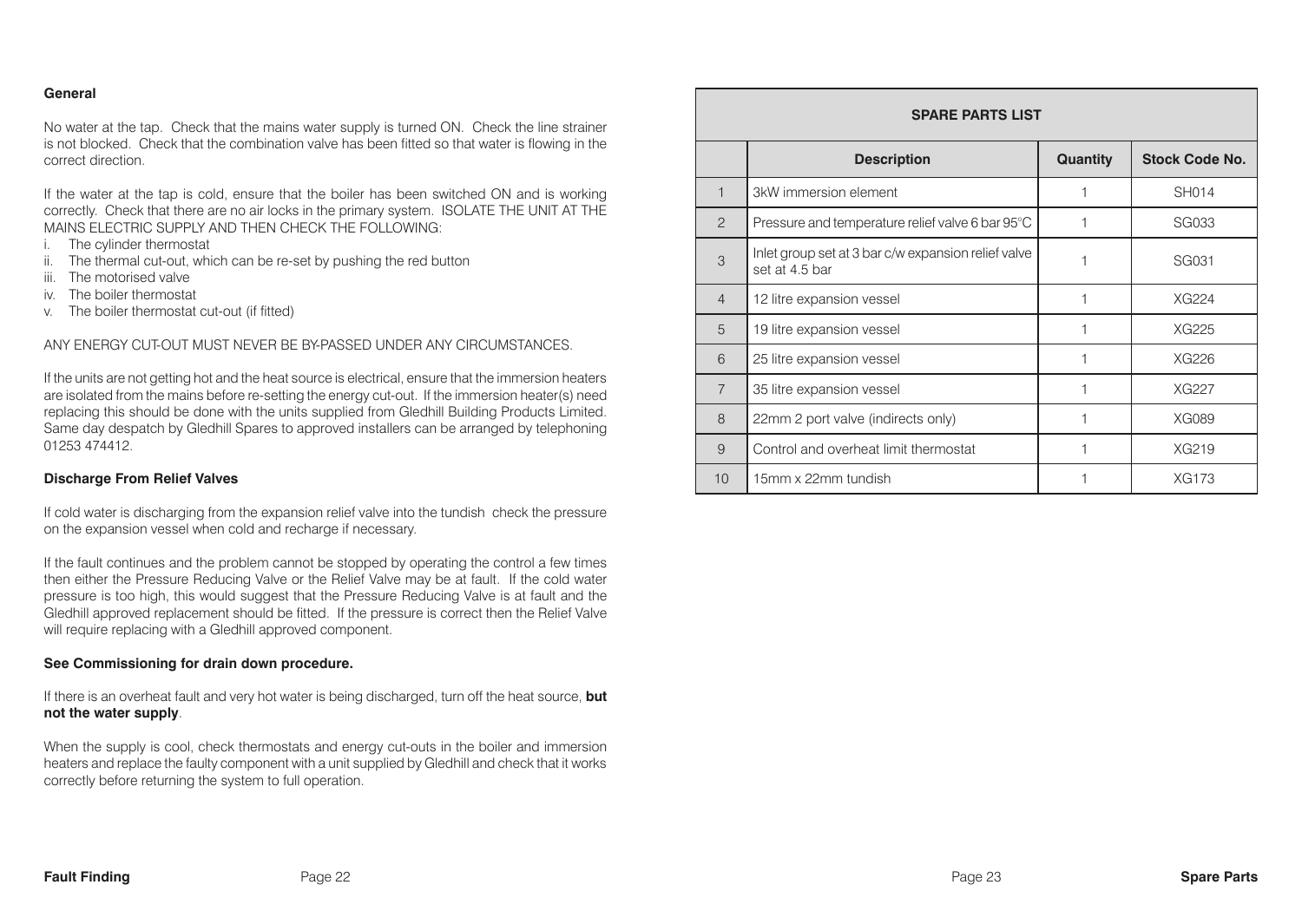### General

No water at the tap. Check that the mains water supply is turned ON. Check the line strainer is not blocked. Check that the combination valve has been fitted so that water is flowing in the correct direction.

If the water at the tap is cold, ensure that the boiler has been switched ON and is working correctly. Check that there are no air locks in the primary system. ISOLATE THE UNIT AT THE MAINS ELECTRIC SUPPLY AND THEN CHECK THE FOLLOWING:

i. The cylinder thermostat
ii. The thermal cut-out, which can be re-set by pushing the red button
iii. The motorised valve
iv. The boiler thermostat
v. The boiler thermostat cut-out (if fitted)

ANY ENERGY CUT-OUT MUST NEVER BE BY-PASSED UNDER ANY CIRCUMSTANCES.

If the units are not getting hot and the heat source is electrical, ensure that the immersion heaters are isolated from the mains before re-setting the energy cut-out. If the immersion heater(s) need replacing this should be done with the units supplied from Gledhill Building Products Limited. Same day despatch by Gledhill Spares to approved installers can be arranged by telephoning 01253 474412.

### Discharge From Relief Valves

If cold water is discharging from the expansion relief valve into the tundish check the pressure on the expansion vessel when cold and recharge if necessary.

If the fault continues and the problem cannot be stopped by operating the control a few times then either the Pressure Reducing Valve or the Relief Valve may be at fault. If the cold water pressure is too high, this would suggest that the Pressure Reducing Valve is at fault and the Gledhill approved replacement should be fitted. If the pressure is correct then the Relief Valve will require replacing with a Gledhill approved component.

**See Commissioning for drain down procedure.**

If there is an overheat fault and very hot water is being discharged, turn off the heat source, **but not the water supply**.

When the supply is cool, check thermostats and energy cut-outs in the boiler and immersion heaters and replace the faulty component with a unit supplied by Gledhill and check that it works correctly before returning the system to full operation.

| SPARE PARTS LIST | | | |
|---|---|---|---|
| | **Description** | **Quantity** | **Stock Code No.** |
| 1 | 3kW immersion element | 1 | SH014 |
| 2 | Pressure and temperature relief valve 6 bar 95°C | 1 | SG033 |
| 3 | Inlet group set at 3 bar c/w expansion relief valve set at 4.5 bar | 1 | SG031 |
| 4 | 12 litre expansion vessel | 1 | XG224 |
| 5 | 19 litre expansion vessel | 1 | XG225 |
| 6 | 25 litre expansion vessel | 1 | XG226 |
| 7 | 35 litre expansion vessel | 1 | XG227 |
| 8 | 22mm 2 port valve (indirects only) | 1 | XG089 |
| 9 | Control and overheat limit thermostat | 1 | XG219 |
| 10 | 15mm x 22mm tundish | 1 | XG173 |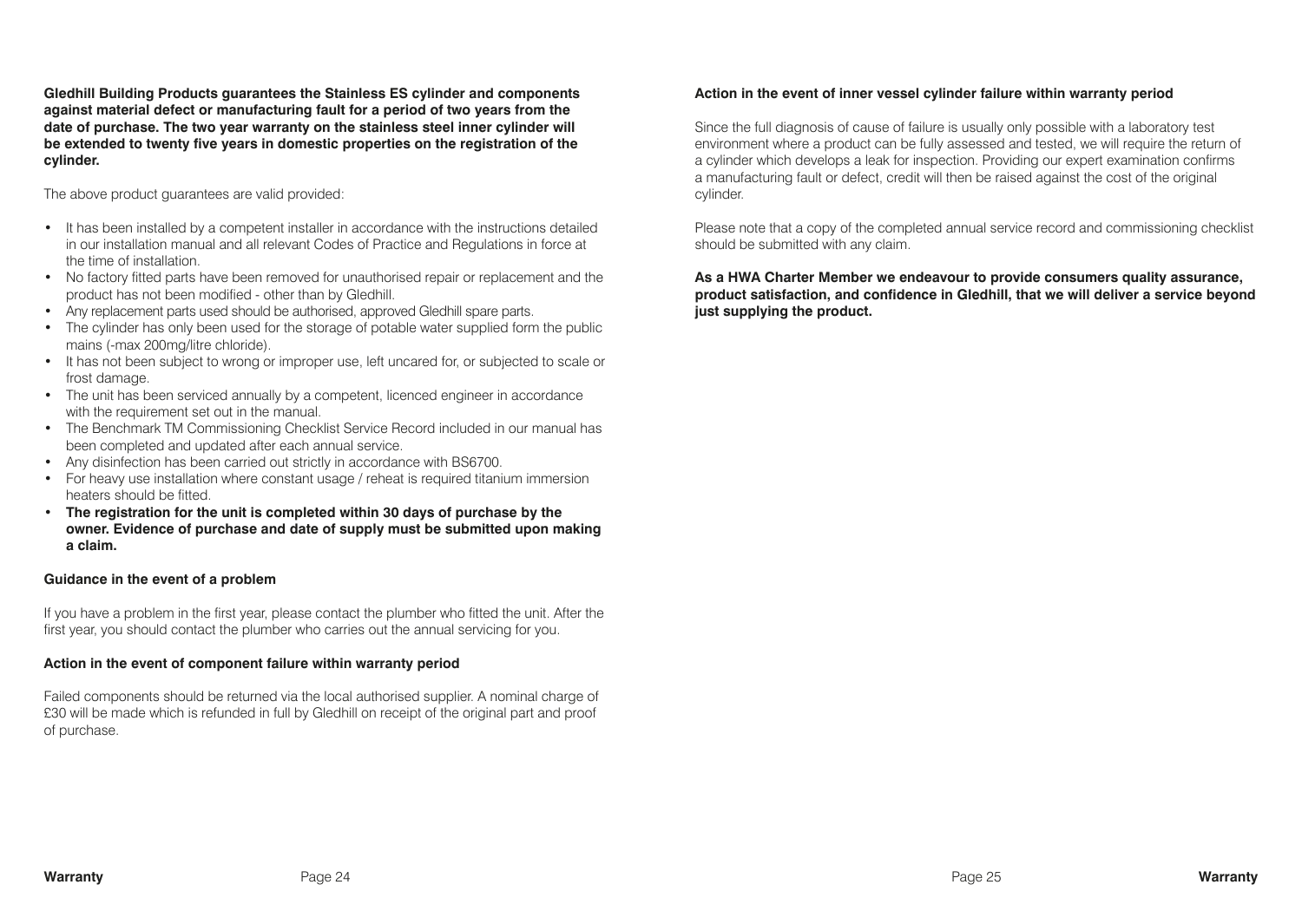**Gledhill Building Products guarantees the Stainless ES cylinder and components against material defect or manufacturing fault for a period of two years from the date of purchase. The two year warranty on the stainless steel inner cylinder will be extended to twenty five years in domestic properties on the registration of the cylinder.**

The above product guarantees are valid provided:

- It has been installed by a competent installer in accordance with the instructions detailed in our installation manual and all relevant Codes of Practice and Regulations in force at the time of installation.
- No factory fitted parts have been removed for unauthorised repair or replacement and the product has not been modified - other than by Gledhill.
- Any replacement parts used should be authorised, approved Gledhill spare parts.
- The cylinder has only been used for the storage of potable water supplied form the public mains (-max 200mg/litre chloride).
- It has not been subject to wrong or improper use, left uncared for, or subjected to scale or frost damage.
- The unit has been serviced annually by a competent, licenced engineer in accordance with the requirement set out in the manual.
- The Benchmark TM Commissioning Checklist Service Record included in our manual has been completed and updated after each annual service.
- Any disinfection has been carried out strictly in accordance with BS6700.
- For heavy use installation where constant usage / reheat is required titanium immersion heaters should be fitted.
- **The registration for the unit is completed within 30 days of purchase by the owner. Evidence of purchase and date of supply must be submitted upon making a claim.**

### Guidance in the event of a problem

If you have a problem in the first year, please contact the plumber who fitted the unit. After the first year, you should contact the plumber who carries out the annual servicing for you.

### Action in the event of component failure within warranty period

Failed components should be returned via the local authorised supplier. A nominal charge of £30 will be made which is refunded in full by Gledhill on receipt of the original part and proof of purchase.

### Action in the event of inner vessel cylinder failure within warranty period

Since the full diagnosis of cause of failure is usually only possible with a laboratory test environment where a product can be fully assessed and tested, we will require the return of a cylinder which develops a leak for inspection. Providing our expert examination confirms a manufacturing fault or defect, credit will then be raised against the cost of the original cylinder.

Please note that a copy of the completed annual service record and commissioning checklist should be submitted with any claim.

**As a HWA Charter Member we endeavour to provide consumers quality assurance, product satisfaction, and confidence in Gledhill, that we will deliver a service beyond just supplying the product.**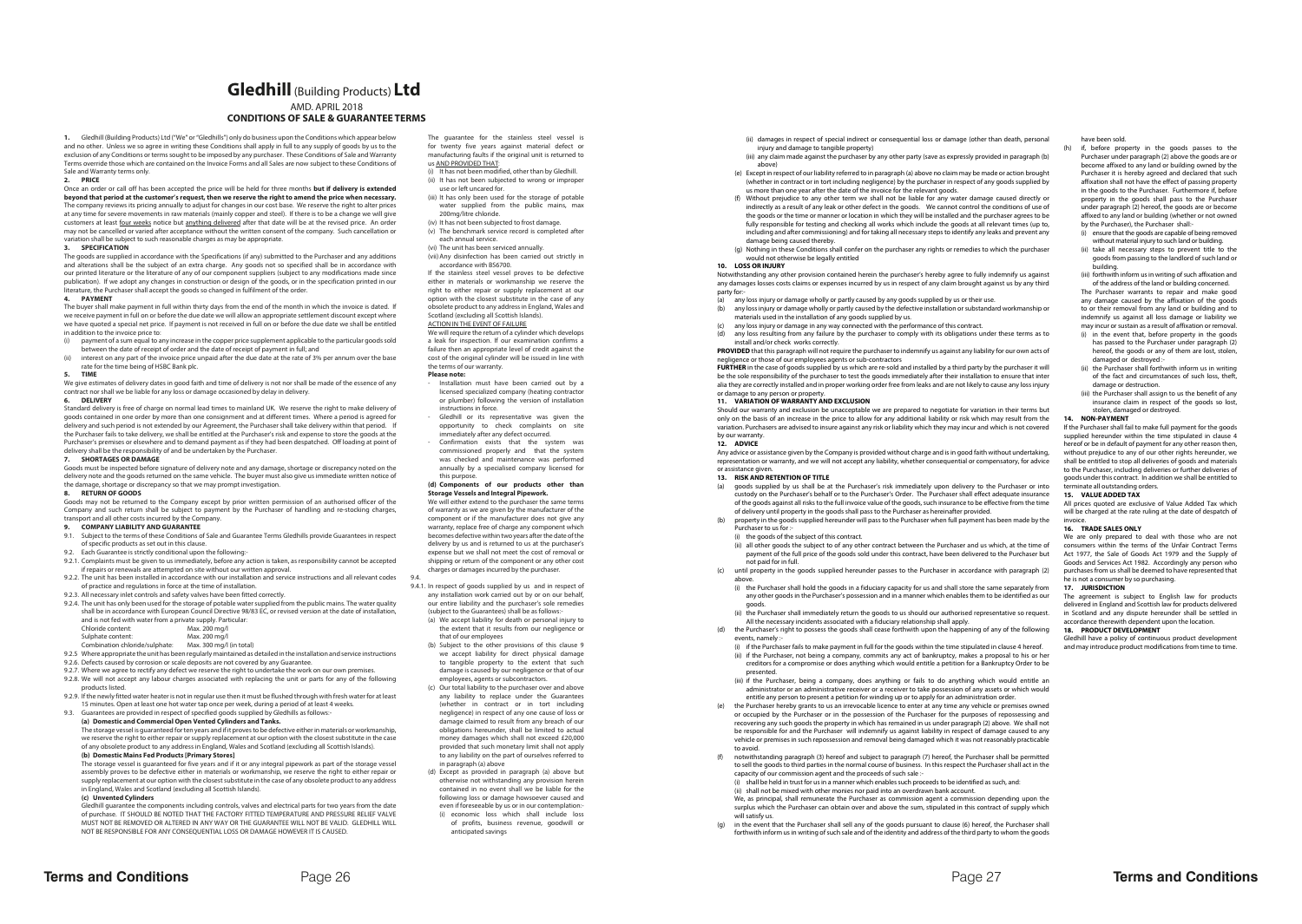# Gledhill (Building Products) Ltd

AMD. APRIL 2018

**CONDITIONS OF SALE & GUARANTEE TERMS**

**1.** Gledhill (Building Products) Ltd ("We" or "Gledhills") only do business upon the Conditions which appear below and no other. Unless we so agree in writing these Conditions shall apply in full to any supply of goods by us to the exclusion of any Conditions or terms sought to be imposed by any purchaser. These Conditions of Sale and Warranty Terms override those which are contained on the Invoice Forms and all Sales are now subject to these Conditions of Sale and Warranty terms only.

**2. PRICE**

Once an order or call off has been accepted the price will be held for three months **but if delivery is extended beyond that period at the customer's request, then we reserve the right to amend the price when necessary.** The company reviews its pricing annually to adjust for changes in our cost base. We reserve the right to alter prices at any time for severe movements in raw materials (mainly copper and steel). If there is to be a change we will give customers at least four weeks notice but anything delivered after that date will be at the revised price. An order may not be cancelled or varied after acceptance without the written consent of the company. Such cancellation or variation shall be subject to such reasonable charges as may be appropriate.

**3. SPECIFICATION**

The goods are supplied in accordance with the Specifications (if any) submitted to the Purchaser and any additions and alterations shall be the subject of an extra charge. Any goods not so specified shall be in accordance with our printed literature or the literature of any of our component suppliers (subject to any modifications made since publication). If we adopt any changes in construction or design of the goods, or in the specification printed in our literature, the Purchaser shall accept the goods so changed in fulfilment of the order.

**4. PAYMENT**

The buyer shall make payment in full within thirty days from the end of the month in which the invoice is dated. If we receive payment in full on or before the due date we will allow an appropriate settlement discount except where we have quoted a special net price. If payment is not received in full on or before the due date we shall be entitled in addition to the invoice price to:

(i) payment of a sum equal to any increase in the copper price supplement applicable to the particular goods sold between the date of receipt of order and the date of receipt of payment in full; and

(ii) interest on any part of the invoice price unpaid after the due date at the rate of 3% per annum over the base rate for the time being of HSBC Bank plc.

**5. TIME**

We give estimates of delivery dates in good faith and time of delivery is not nor shall be made of the essence of any contract nor shall we be liable for any loss or damage occasioned by delay in delivery.

**6. DELIVERY**

Standard delivery is free of charge on normal lead times to mainland UK. We reserve the right to make delivery of goods contained in one order by more than one consignment and at different times. Where a period is agreed for delivery and such period is not extended by our Agreement, the Purchaser shall take delivery within that period. If the Purchaser fails to take delivery, we shall be entitled at the Purchaser's risk and expense to store the goods at the Purchaser's premises or elsewhere and to demand payment as if they had been despatched. Off loading at point of delivery shall be the responsibility of and be undertaken by the Purchaser.

**7. SHORTAGES OR DAMAGE**

Goods must be inspected before signature of delivery note and any damage, shortage or discrepancy noted on the delivery note and the goods returned on the same vehicle. The buyer must also give us immediate written notice of the damage, shortage or discrepancy so that we may prompt investigation.

**8. RETURN OF GOODS**

Goods may not be returned to the Company except by prior written permission of an authorised officer of the Company and such return shall be subject to payment by the Purchaser of handling and re-stocking charges, transport and all other costs incurred by the Company.

**9. COMPANY LIABILITY AND GUARANTEE**

9.1. Subject to the terms of these Conditions of Sale and Guarantee Terms Gledhills provide Guarantees in respect of specific products as set out in this clause.

9.2. Each Guarantee is strictly conditional upon the following:-

9.2.1. Complaints must be given to us immediately, before any action is taken, as responsibility cannot be accepted if repairs or renewals are attempted on site without our written approval.

9.2.2. The unit has been installed in accordance with our installation and service instructions and all relevant codes of practice and regulations in force at the time of installation.

9.2.3. All necessary inlet controls and safety valves have been fitted correctly.

9.2.4. The unit has only been used for the storage of potable water supplied from the public mains. The water quality shall be in accordance with European Council Directive 98/83 EC, or revised version at the date of installation, and is not fed with water from a private supply. Particular:

| | |
|---|---|
| Chloride content: | Max. 200 mg/l |
| Sulphate content: | Max. 200 mg/l |
| Combination chloride/sulphate: | Max. 300 mg/l (in total) |

9.2.5 Where appropriate the unit has been regularly maintained as detailed in the installation and service instructions

9.2.6. Defects caused by corrosion or scale deposits are not covered by any Guarantee.

9.2.7. Where we agree to rectify any defect we reserve the right to undertake the work on our own premises.

9.2.8. We will not accept any labour charges associated with replacing the unit or parts for any of the following products listed.

9.2.9. If the newly fitted water heater is not in regular use then it must be flushed through with fresh water for at least 15 minutes. Open at least one hot water tap once per week, during a period of at least 4 weeks.

9.3. Guarantees are provided in respect of specified goods supplied by Gledhills as follows:-

**(a) Domestic and Commercial Open Vented Cylinders and Tanks.**

The storage vessel is guaranteed for ten years and if it proves to be defective either in materials or workmanship, we reserve the right to either repair or supply replacement at our option with the closest substitute in the case of any obsolete product to any address in England, Wales and Scotland (excluding all Scottish Islands).

**(b) Domestic Mains Fed Products [Primary Stores]**

The storage vessel is guaranteed for five years and if it or any integral pipework as part of the storage vessel assembly proves to be defective either in materials or workmanship, we reserve the right to either repair or supply replacement at our option with the closest substitute in the case of any obsolete product to any address in England, Wales and Scotland (excluding all Scottish Islands).

**(c) Unvented Cylinders**

Gledhill guarantee the components including controls, valves and electrical parts for two years from the date of purchase. IT SHOULD BE NOTED THAT THE FACTORY FITTED TEMPERATURE AND PRESSURE RELIEF VALVE MUST NOT BE REMOVED OR ALTERED IN ANY WAY OR THE GUARANTEE WILL NOT BE VALID. GLEDHILL WILL NOT BE RESPONSIBLE FOR ANY CONSEQUENTIAL LOSS OR DAMAGE HOWEVER IT IS CAUSED.

The guarantee for the stainless steel vessel is for twenty five years against material defect or manufacturing faults if the original unit is returned to us AND PROVIDED THAT:

(i) It has not been modified, other than by Gledhill.

(ii) It has not been subjected to wrong or improper use or left uncared for.

(iii) It has only been used for the storage of potable water supplied from the public mains, max 200mg/litre chloride.

(iv) It has not been subjected to frost damage.

(v) The benchmark service record is completed after each annual service.

(vi) The unit has been serviced annually.

(vii) Any disinfection has been carried out strictly in accordance with BS6700.

If the stainless steel vessel proves to be defective either in materials or workmanship we reserve the right to either repair or supply replacement at our option with the closest substitute in the case of any obsolete product to any address in England, Wales and Scotland (excluding all Scottish Islands).

ACTION IN THE EVENT OF FAILURE

We will require the return of a cylinder which develops a leak for inspection. If our examination confirms a failure then an appropriate level of credit against the cost of the original cylinder will be issued in line with the terms of our warranty.

**Please note:**

- Installation must have been carried out by a licensed specialized company (heating contractor or plumber) following the version of installation instructions in force.
- Gledhill or its representative was given the opportunity to check complaints on site immediately after any defect occurred.
- Confirmation exists that the system was commissioned properly and that the system was checked and maintenance was performed annually by a specialised company licensed for this purpose.

**(d) Components of our products other than Storage Vessels and Integral Pipework.**

We will either extend to the purchaser the same terms of warranty as we are given by the manufacturer of the component or if the manufacturer does not give any warranty, replace free of charge any component which becomes defective within two years after the date of the delivery by us and is returned to us at the purchaser's expense but we shall not meet the cost of removal or shipping or return of the component or any other cost charges or damages incurred by the purchaser.

9.4.

9.4.1. In respect of goods supplied by us and in respect of any installation work carried out by or on our behalf, our entire liability and the purchaser's sole remedies (subject to the Guarantees) shall be as follows:-

(a) We accept liability for death or personal injury to the extent that it results from our negligence or that of our employees

(b) Subject to the other provisions of this clause 9 we accept liability for direct physical damage to tangible property to the extent that such damage is caused by our negligence or that of our employees, agents or subcontractors.

(c) Our total liability to the purchaser over and above any liability to replace under the Guarantees (whether in contract or in tort including negligence) in respect of any one cause of loss or damage claimed to result from any breach of our obligations hereunder, shall be limited to actual money damages which shall not exceed £20,000 provided that such monetary limit shall not apply to any liability on the part of ourselves referred to in paragraph (a) above

(d) Except as provided in paragraph (a) above but otherwise not withstanding any provision herein contained in no event shall we be liable for the following loss or damage howsoever caused and even if foreseeable by us or in our contemplation:-

(i) economic loss which shall include loss of profits, business revenue, goodwill or anticipated savings

(ii) damages in respect of special indirect or consequential loss or damage (other than death, personal injury and damage to tangible property)

(iii) any claim made against the purchaser by any other party (save as expressly provided in paragraph (b) above)

(e) Except in respect of our liability referred to in paragraph (a) above no claim may be made or action brought (whether in contract or in tort including negligence) by the purchaser in respect of any goods supplied by us more than one year after the date of the invoice for the relevant goods.

(f) Without prejudice to any other term we shall not be liable for any water damage caused directly or indirectly as a result of any leak or other defect in the goods. We cannot control the conditions of use of the goods or the time or manner or location in which they will be installed and the purchaser agrees to be fully responsible for testing and checking all works which include the goods at all relevant times (up to, including and after commissioning) and for taking all necessary steps to identify any leaks and prevent any damage being caused thereby.

(g) Nothing in these Conditions shall confer on the purchaser any rights or remedies to which the purchaser would not otherwise be legally entitled

**10. LOSS OR INJURY**

Notwithstanding any other provision contained herein the purchaser's hereby agree to fully indemnify us against any damages losses costs claims or expenses incurred by us in respect of any claim brought against us by any third party for:-

(a) any loss injury or damage wholly or partly caused by any goods supplied by us or their use.

(b) any loss injury or damage wholly or partly caused by the defective installation or substandard workmanship or materials used in the installation of any goods supplied by us.

(c) any loss injury or damage in any way connected with the performance of this contract.

(d) any loss resulting from any failure by the purchaser to comply with its obligations under these terms as to install and/or check works correctly.

**PROVIDED** that this paragraph will not require the purchaser to indemnify us against any liability for our own acts of negligence or those of our employees agents or sub-contractors

**FURTHER** in the case of goods supplied by us which are re-sold and installed by a third party by the purchaser it will be the sole responsibility of the purchaser to test the goods immediately after their installation to ensure that inter alia they are correctly installed and in proper working order free from leaks and are not likely to cause any loss injury or damage to any person or property.

**11. VARIATION OF WARRANTY AND EXCLUSION**

Should our warranty and exclusion be unacceptable we are prepared to negotiate for variation in their terms but only on the basis of an increase in the price to allow for any additional liability or risk which may result from the variation. Purchasers are advised to insure against any risk or liability which they may incur and which is not covered by our warranty.

**12. ADVICE**

Any advice or assistance given by the Company is provided without charge and is in good faith without undertaking, representation or warranty, and we will not accept any liability, whether consequential or compensatory, for advice or assistance given.

**13. RISK AND RETENTION OF TITLE**

(a) goods supplied by us shall be at the Purchaser's risk immediately upon delivery to the Purchaser or into custody on the Purchaser's behalf or to the Purchaser's Order. The Purchaser shall effect adequate insurance of the goods against all risks to the full invoice value of the goods, such insurance to be effective from the time of delivery until property in the goods shall pass to the Purchaser as hereinafter provided.

(b) property in the goods supplied hereunder will pass to the Purchaser when full payment has been made by the Purchaser to us for :-

(i) the goods of the subject of this contract.

(ii) all other goods the subject to of any other contract between the Purchaser and us which, at the time of payment of the full price of the goods sold under this contract, have been delivered to the Purchaser but not paid for in full.

(c) until property in the goods supplied hereunder passes to the Purchaser in accordance with paragraph (2) above.

(i) the Purchaser shall hold the goods in a fiduciary capacity for us and shall store the same separately from any other goods in the Purchaser's possession and in a manner which enables them to be identified as our goods.

(ii) the Purchaser shall immediately return the goods to us should our authorised representative so request. All the necessary incidents associated with a fiduciary relationship shall apply.

(d) the Purchaser's right to possess the goods shall cease forthwith upon the happening of any of the following events, namely :-

(i) if the Purchaser fails to make payment in full for the goods within the time stipulated in clause 4 hereof.

(ii) if the Purchaser, not being a company, commits any act of bankruptcy, makes a proposal to his or her creditors for a compromise or does anything which would entitle a petition for a Bankruptcy Order to be presented.

(iii) if the Purchaser, being a company, does anything or fails to do anything which would entitle an administrator or an administrative receiver or a receiver to take possession of any assets or which would entitle any person to present a petition for winding up or to apply for an administration order.

(e) the Purchaser hereby grants to us an irrevocable licence to enter at any time any vehicle or premises owned or occupied by the Purchaser or in the possession of the Purchaser for the purposes of repossessing and recovering any such goods the property in which has remained in us under paragraph (2) above. We shall not be responsible for and the Purchaser will indemnify us against liability in respect of damage caused to any vehicle or premises in such repossession and removal being damaged which it was not reasonably practicable to avoid.

(f) notwithstanding paragraph (3) hereof and subject to paragraph (7) hereof, the Purchaser shall be permitted to sell the goods to third parties in the normal course of business. In this respect the Purchaser shall act in the capacity of our commission agent and the proceeds of such sale :-

(i) shall be held in trust for us in a manner which enables such proceeds to be identified as such, and:

(ii) shall not be mixed with other monies nor paid into an overdrawn bank account.

We, as principal, shall remunerate the Purchaser as commission agent a commission depending upon the surplus which the Purchaser can obtain over and above the sum, stipulated in this contract of supply which will satisfy us.

(g) in the event that the Purchaser shall sell any of the goods pursuant to clause (6) hereof, the Purchaser shall forthwith inform us in writing of such sale and of the identity and address of the third party to whom the goods have been sold.

(h) if, before property in the goods passes to the Purchaser under paragraph (2) above the goods are or become affixed to any land or building owned by the Purchaser it is hereby agreed and declared that such affixation shall not have the effect of passing property in the goods to the Purchaser. Furthermore if, before property in the goods shall pass to the Purchaser under paragraph (2) hereof, the goods are or become affixed to any land or building (whether or not owned by the Purchaser), the Purchaser shall:-

(i) ensure that the goods are capable of being removed without material injury to such land or building.

(ii) take all necessary steps to prevent title to the goods from passing to the landlord of such land or building.

(iii) forthwith inform us in writing of such affixation and of the address of the land or building concerned.

The Purchaser warrants to repair and make good any damage caused by the affixation of the goods to or their removal from any land or building and to indemnify us against all loss damage or liability we may incur or sustain as a result of affixation or removal.

(i) in the event that, before property in the goods has passed to the Purchaser under paragraph (2) hereof, the goods or any of them are lost, stolen, damaged or destroyed :-

(ii) the Purchaser shall forthwith inform us in writing of the fact and circumstances of such loss, theft, damage or destruction.

(iii) the Purchaser shall assign to us the benefit of any insurance claim in respect of the goods so lost, stolen, damaged or destroyed.

**14. NON-PAYMENT**

If the Purchaser shall fail to make full payment for the goods supplied hereunder within the time stipulated in clause 4 hereof or be in default of payment for any other reason then, without prejudice to any of our other rights hereunder, we shall be entitled to stop all deliveries of goods and materials to the Purchaser, including deliveries or further deliveries of goods under this contract. In addition we shall be entitled to terminate all outstanding orders.

**15. VALUE ADDED TAX**

All prices quoted are exclusive of Value Added Tax which will be charged at the rate ruling at the date of despatch of invoice.

**16. TRADE SALES ONLY**

We are only prepared to deal with those who are not consumers within the terms of the Unfair Contract Terms Act 1977, the Sale of Goods Act 1979 and the Supply of Goods and Services Act 1982. Accordingly any person who purchases from us shall be deemed to have represented that he is not a consumer by so purchasing.

**17. JURISDICTION**

The agreement is subject to English law for products delivered in England and Scottish law for products delivered in Scotland and any dispute hereunder shall be settled in accordance therewith dependent upon the location.

**18. PRODUCT DEVELOPMENT**

Gledhill have a policy of continuous product development and may introduce product modifications from time to time.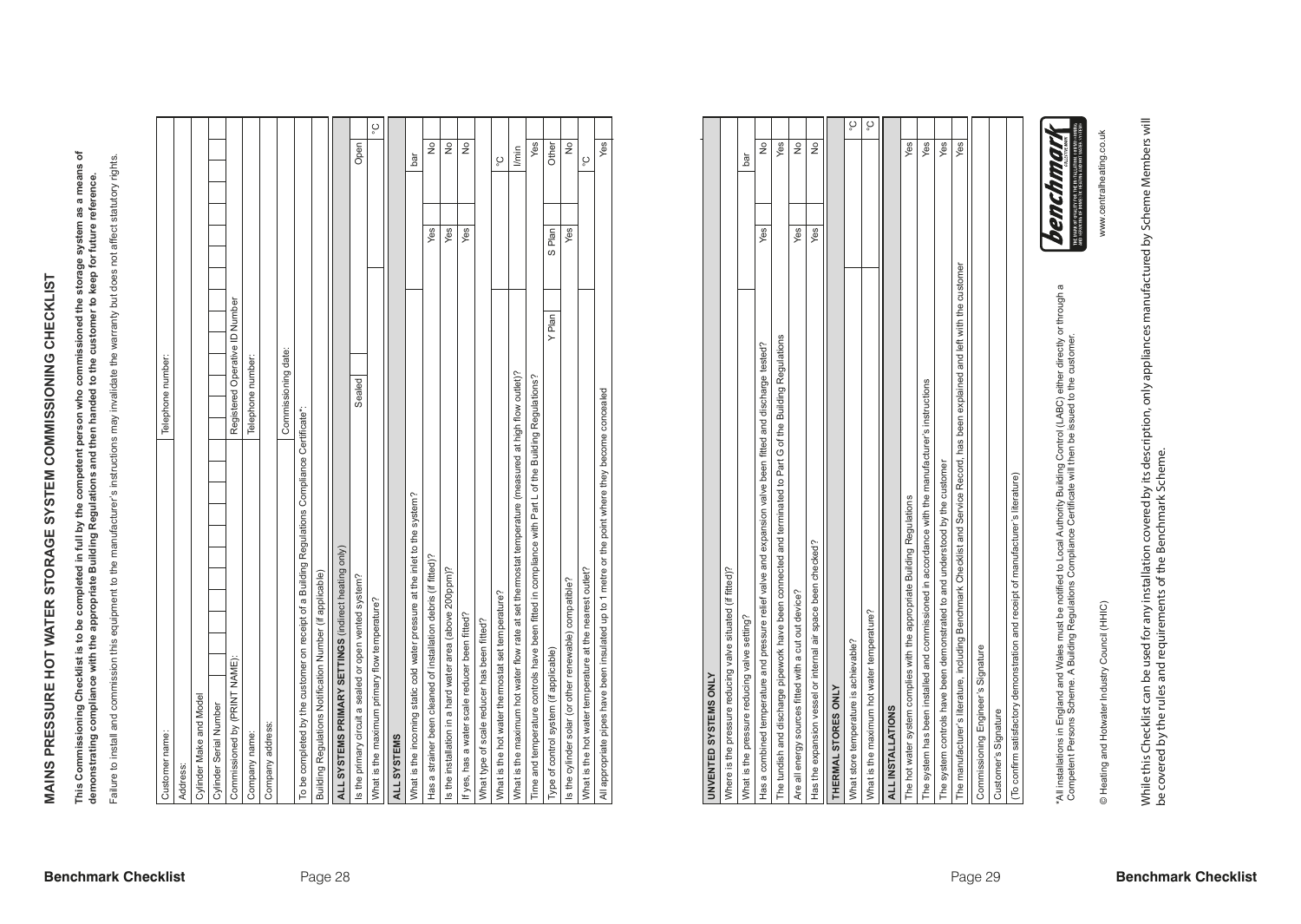# MAINS PRESSURE HOT WATER STORAGE SYSTEM COMMISSIONING CHECKLIST

**This Commissioning Checklist is to be completed in full by the competent person who commissioned the storage system as a means of demonstrating compliance with the appropriate Building Regulations and then handed to the customer to keep for future reference.**

Failure to install and commission this equipment to the manufacturer's instructions may invalidate the warranty but does not affect statutory rights.

| Customer name: | Telephone number: |
|---|---|
| Address: | |
| Cylinder Make and Model | |
| Cylinder Serial Number | |
| Commissioned by (PRINT NAME): | Registered Operative ID Number |
| Company name: | Telephone number: |
| Company address: | |
| | Commissioning date: |
| To be completed by the customer on receipt of a Building Regulations Compliance Certificate*: | |
| Building Regulations Notification Number (if applicable) | |

| **ALL SYSTEMS PRIMARY SETTINGS** (indirect heating only) | | |
|---|---|---|
| Is the primary circuit a sealed or open vented system? | Sealed | Open |
| What is the maximum primary flow temperature? | | °C |

| **ALL SYSTEMS** | | |
|---|---|---|
| What is the incoming static cold water pressure at the inlet to the system? | | bar |
| Has a strainer been cleaned of installation debris (if fitted)? | Yes | No |
| Is the installation in a hard water area (above 200ppm)? | Yes | No |
| If yes, has a water scale reducer been fitted? | Yes | No |
| What type of scale reducer has been fitted? | | |
| What is the hot water thermostat set temperature? | | °C |
| What is the maximum hot water flow rate at set thermostat temperature (measured at high flow outlet)? | | l/min |
| Time and temperature controls have been fitted in compliance with Part L of the Building Regulations? | | Yes |
| Type of control system (if applicable) | Y Plan / S Plan | Other |
| Is the cylinder solar (or other renewable) compatible? | Yes | No |
| What is the hot water temperature at the nearest outlet? | | °C |
| All appropriate pipes have been insulated up to 1 metre or the point where they become concealed | | Yes |

| **UNVENTED SYSTEMS ONLY** | | |
|---|---|---|
| Where is the pressure reducing valve situated (if fitted)? | | |
| What is the pressure reducing valve setting? | | bar |
| Has a combined temperature and pressure relief valve and expansion valve been fitted and discharge tested? | Yes | No |
| The tundish and discharge pipework have been connected and terminated to Part G of the Building Regulations | | Yes |
| Are all energy sources fitted with a cut out device? | Yes | No |
| Has the expansion vessel or internal air space been checked? | Yes | No |

| **THERMAL STORES ONLY** | |
|---|---|
| What store temperature is achievable? | °C |
| What is the maximum hot water temperature? | °C |

| **ALL INSTALLATIONS** | |
|---|---|
| The hot water system complies with the appropriate Building Regulations | Yes |
| The system has been installed and commissioned in accordance with the manufacturer's instructions | Yes |
| The system controls have been demonstrated to and understood by the customer | Yes |
| The manufacturer's literature, including Benchmark Checklist and Service Record, has been explained and left with the customer | Yes |
| Commissioning Engineer's Signature | |
| Customer's Signature | |
| (To confirm satisfactory demonstration and receipt of manufacturer's literature) | |

*All installations in England and Wales must be notified to Local Authority Building Control (LABC) either directly or through a Competent Persons Scheme. A Building Regulations Compliance Certificate will then be issued to the customer.

© Heating and Hotwater Industry Council (HHIC)

www.centralheating.co.uk

While this Checklist can be used for any installation covered by its description, only appliances manufactured by Scheme Members will be covered by the rules and requirements of the Benchmark Scheme.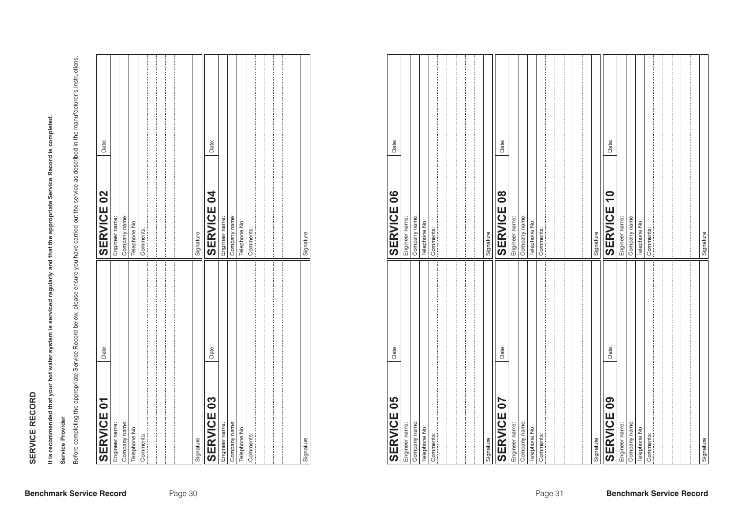# SERVICE RECORD

**It is recommended that your hot water system is serviced regularly and that the appropriate Service Record is completed.**

**Service Provider**

Before completing the appropriate Service Record below, please ensure you have carried out the service as described in the manufacturer's instructions.

| SERVICE 01 | Date: |
|---|---|
| Engineer name: | |
| Company name: | |
| Telephone No: | |
| Comments: | |
| Signature | |

| SERVICE 02 | Date: |
|---|---|
| Engineer name: | |
| Company name: | |
| Telephone No: | |
| Comments: | |
| Signature | |

| SERVICE 03 | Date: |
|---|---|
| Engineer name: | |
| Company name: | |
| Telephone No: | |
| Comments: | |
| Signature | |

| SERVICE 04 | Date: |
|---|---|
| Engineer name: | |
| Company name: | |
| Telephone No: | |
| Comments: | |
| Signature | |

| SERVICE 05 | Date: |
|---|---|
| Engineer name: | |
| Company name: | |
| Telephone No: | |
| Comments: | |
| Signature | |

| SERVICE 06 | Date: |
|---|---|
| Engineer name: | |
| Company name: | |
| Telephone No: | |
| Comments: | |
| Signature | |

| SERVICE 07 | Date: |
|---|---|
| Engineer name: | |
| Company name: | |
| Telephone No: | |
| Comments: | |
| Signature | |

| SERVICE 08 | Date: |
|---|---|
| Engineer name: | |
| Company name: | |
| Telephone No: | |
| Comments: | |
| Signature | |

| SERVICE 09 | Date: |
|---|---|
| Engineer name: | |
| Company name: | |
| Telephone No: | |
| Comments: | |
| Signature | |

| SERVICE 10 | Date: |
|---|---|
| Engineer name: | |
| Company name: | |
| Telephone No: | |
| Comments: | |
| Signature | |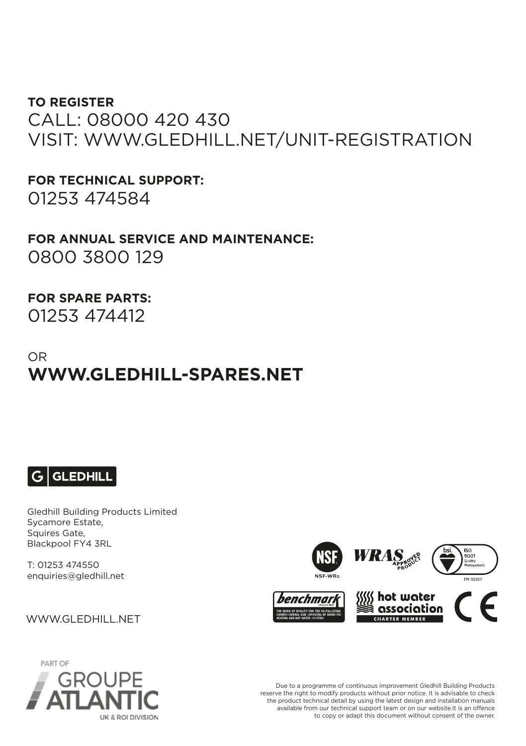**TO REGISTER**

CALL: 08000 420 430

VISIT: WWW.GLEDHILL.NET/UNIT-REGISTRATION

**FOR TECHNICAL SUPPORT:**

01253 474584

**FOR ANNUAL SERVICE AND MAINTENANCE:**

0800 3800 129

**FOR SPARE PARTS:**

01253 474412

OR

**WWW.GLEDHILL-SPARES.NET**

GLEDHILL

Gledhill Building Products Limited
Sycamore Estate,
Squires Gate,
Blackpool FY4 3RL

T: 01253 474550
enquiries@gledhill.net

WWW.GLEDHILL.NET

NSF-WRc

WRAS APPROVED PRODUCT

bsi. ISO 9001 Quality Management
FM 02057

benchmark
THE MARK OF QUALITY FOR THE INSTALLATION, COMMISSIONING AND SERVICING OF DOMESTIC HEATING AND HOT WATER SYSTEMS

hot water association
CHARTER MEMBER

CE

PART OF GROUPE ATLANTIC UK & ROI DIVISION

Due to a programme of continuous improvement Gledhill Building Products reserve the right to modify products without prior notice. It is advisable to check the product technical detail by using the latest design and installation manuals available from our technical support team or on our website.It is an offence to copy or adapt this document without consent of the owner.